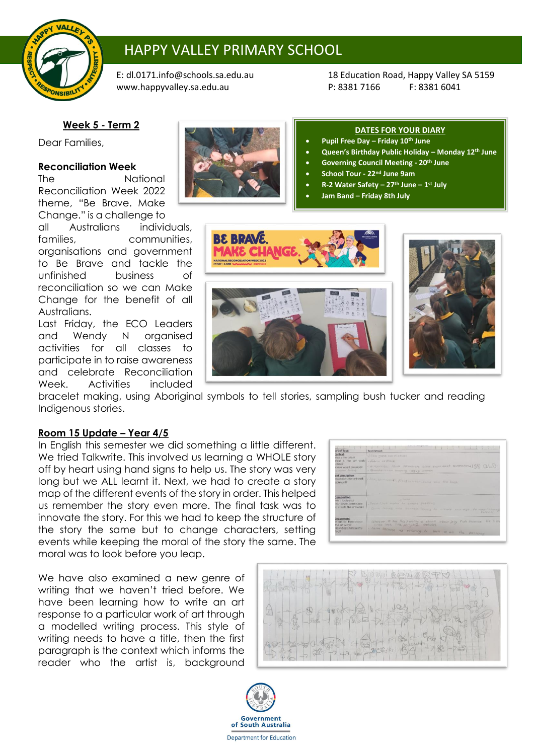# HAPPY VALLEY PRIMARY SCHOOL

E: dl.0171.info@schools.sa.edu.au
www.happyvalley.sa.edu.au

18 Education Road, Happy Valley SA 5159
P: 8381 7166 F: 8381 6041

**Week 5 - Term 2**

Dear Families,

**DATES FOR YOUR DIARY**

- **Pupil Free Day – Friday 10th June**
- **Queen's Birthday Public Holiday – Monday 12th June**
- **Governing Council Meeting - 20th June**
- **School Tour - 22nd June 9am**
- **R-2 Water Safety – 27th June – 1st July**
- **Jam Band – Friday 8th July**

**Reconciliation Week**

The National Reconciliation Week 2022 theme, "Be Brave. Make Change." is a challenge to all Australians individuals, families, communities, organisations and government to Be Brave and tackle the unfinished business of reconciliation so we can Make Change for the benefit of all Australians.

Last Friday, the ECO Leaders and Wendy N organised activities for all classes to participate in to raise awareness and celebrate Reconciliation Week. Activities included bracelet making, using Aboriginal symbols to tell stories, sampling bush tucker and reading Indigenous stories.

**Room 15 Update – Year 4/5**

In English this semester we did something a little different. We tried Talkwrite. This involved us learning a WHOLE story off by heart using hand signs to help us. The story was very long but we ALL learnt it. Next, we had to create a story map of the different events of the story in order. This helped us remember the story even more. The final task was to innovate the story. For this we had to keep the structure of the story the same but to change characters, setting events while keeping the moral of the story the same. The moral was to look before you leap.

We have also examined a new genre of writing that we haven't tried before. We have been learning how to write an art response to a particular work of art through a modelled writing process. This style of writing needs to have a title, then the first paragraph is the context which informs the reader who the artist is, background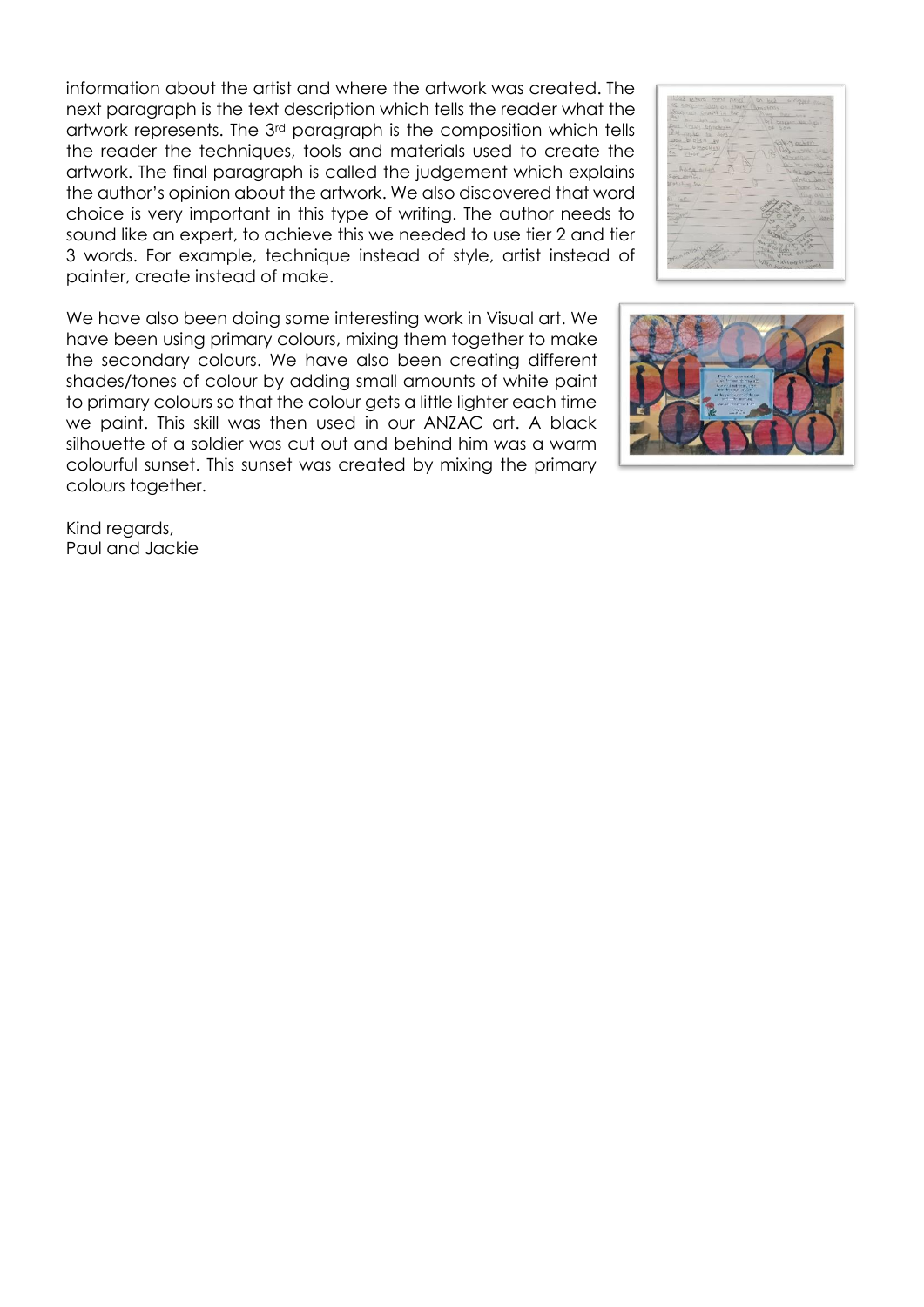information about the artist and where the artwork was created. The next paragraph is the text description which tells the reader what the artwork represents. The 3rd paragraph is the composition which tells the reader the techniques, tools and materials used to create the artwork. The final paragraph is called the judgement which explains the author's opinion about the artwork. We also discovered that word choice is very important in this type of writing. The author needs to sound like an expert, to achieve this we needed to use tier 2 and tier 3 words. For example, technique instead of style, artist instead of painter, create instead of make.

We have also been doing some interesting work in Visual art. We have been using primary colours, mixing them together to make the secondary colours. We have also been creating different shades/tones of colour by adding small amounts of white paint to primary colours so that the colour gets a little lighter each time we paint. This skill was then used in our ANZAC art. A black silhouette of a soldier was cut out and behind him was a warm colourful sunset. This sunset was created by mixing the primary colours together.

Kind regards,
Paul and Jackie